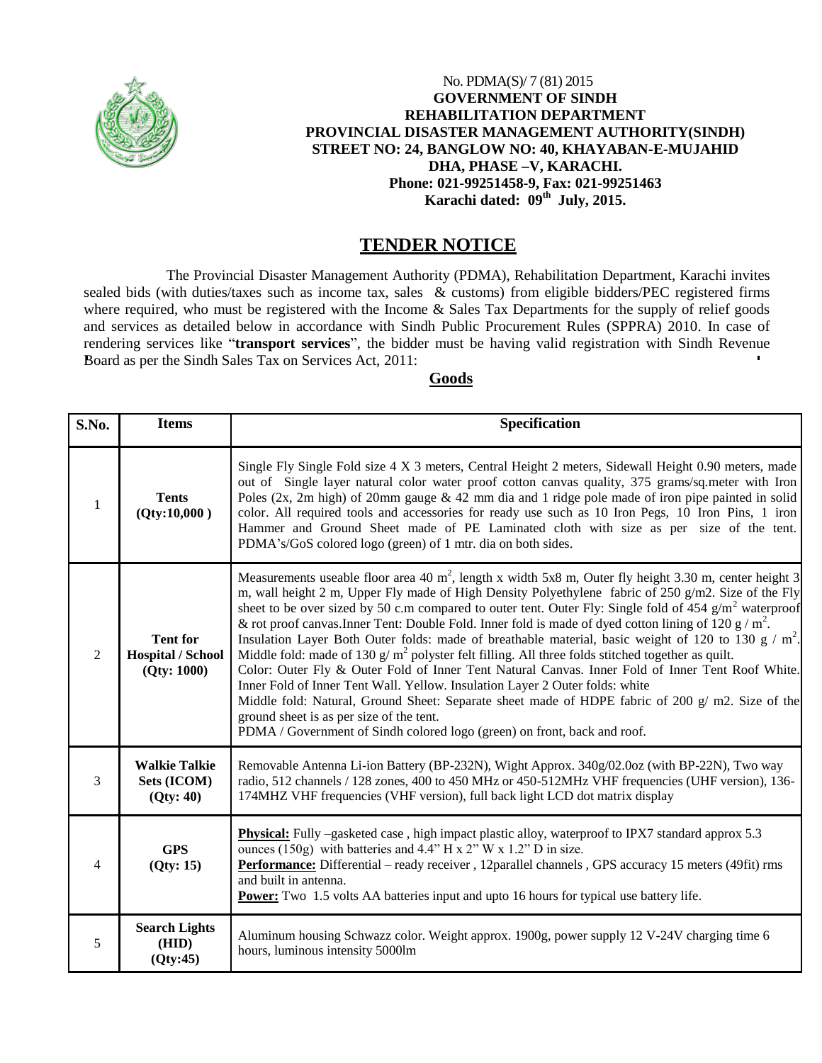No. PDMA(S)/ 7 (81) 2015

**GOVERNMENT OF SINDH**
**REHABILITATION DEPARTMENT**
**PROVINCIAL DISASTER MANAGEMENT AUTHORITY(SINDH)**
**STREET NO: 24, BANGLOW NO: 40, KHAYABAN-E-MUJAHID**
**DHA, PHASE –V, KARACHI.**
**Phone: 021-99251458-9, Fax: 021-99251463**
**Karachi dated: 09th July, 2015.**

# TENDER NOTICE

The Provincial Disaster Management Authority (PDMA), Rehabilitation Department, Karachi invites sealed bids (with duties/taxes such as income tax, sales & customs) from eligible bidders/PEC registered firms where required, who must be registered with the Income & Sales Tax Departments for the supply of relief goods and services as detailed below in accordance with Sindh Public Procurement Rules (SPPRA) 2010. In case of rendering services like "**transport services**", the bidder must be having valid registration with Sindh Revenue Board as per the Sindh Sales Tax on Services Act, 2011:

## Goods

| S.No. | Items | Specification |
|---|---|---|
| 1 | **Tents (Qty:10,000 )** | Single Fly Single Fold size 4 X 3 meters, Central Height 2 meters, Sidewall Height 0.90 meters, made out of Single layer natural color water proof cotton canvas quality, 375 grams/sq.meter with Iron Poles (2x, 2m high) of 20mm gauge & 42 mm dia and 1 ridge pole made of iron pipe painted in solid color. All required tools and accessories for ready use such as 10 Iron Pegs, 10 Iron Pins, 1 iron Hammer and Ground Sheet made of PE Laminated cloth with size as per size of the tent. PDMA's/GoS colored logo (green) of 1 mtr. dia on both sides. |
| 2 | **Tent for Hospital / School (Qty: 1000)** | Measurements useable floor area 40 $m^2$, length x width 5x8 m, Outer fly height 3.30 m, center height 3 m, wall height 2 m, Upper Fly made of High Density Polyethylene fabric of 250 g/m2. Size of the Fly sheet to be over sized by 50 c.m compared to outer tent. Outer Fly: Single fold of 454 $g/m^2$ waterproof & rot proof canvas.Inner Tent: Double Fold. Inner fold is made of dyed cotton lining of 120 g / $m^2$. Insulation Layer Both Outer folds: made of breathable material, basic weight of 120 to 130 g / $m^2$. Middle fold: made of 130 g/ $m^2$ polyster felt filling. All three folds stitched together as quilt. Color: Outer Fly & Outer Fold of Inner Tent Natural Canvas. Inner Fold of Inner Tent Roof White. Inner Fold of Inner Tent Wall. Yellow. Insulation Layer 2 Outer folds: white Middle fold: Natural, Ground Sheet: Separate sheet made of HDPE fabric of 200 g/ m2. Size of the ground sheet is as per size of the tent. PDMA / Government of Sindh colored logo (green) on front, back and roof. |
| 3 | **Walkie Talkie Sets (ICOM) (Qty: 40)** | Removable Antenna Li-ion Battery (BP-232N), Wight Approx. 340g/02.0oz (with BP-22N), Two way radio, 512 channels / 128 zones, 400 to 450 MHz or 450-512MHz VHF frequencies (UHF version), 136-174MHZ VHF frequencies (VHF version), full back light LCD dot matrix display |
| 4 | **GPS (Qty: 15)** | **Physical:** Fully –gasketed case , high impact plastic alloy, waterproof to IPX7 standard approx 5.3 ounces (150g) with batteries and 4.4" H x 2" W x 1.2" D in size. **Performance:** Differential – ready receiver , 12parallel channels , GPS accuracy 15 meters (49fit) rms and built in antenna. **Power:** Two 1.5 volts AA batteries input and upto 16 hours for typical use battery life. |
| 5 | **Search Lights (HID) (Qty:45)** | Aluminum housing Schwazz color. Weight approx. 1900g, power supply 12 V-24V charging time 6 hours, luminous intensity 5000lm |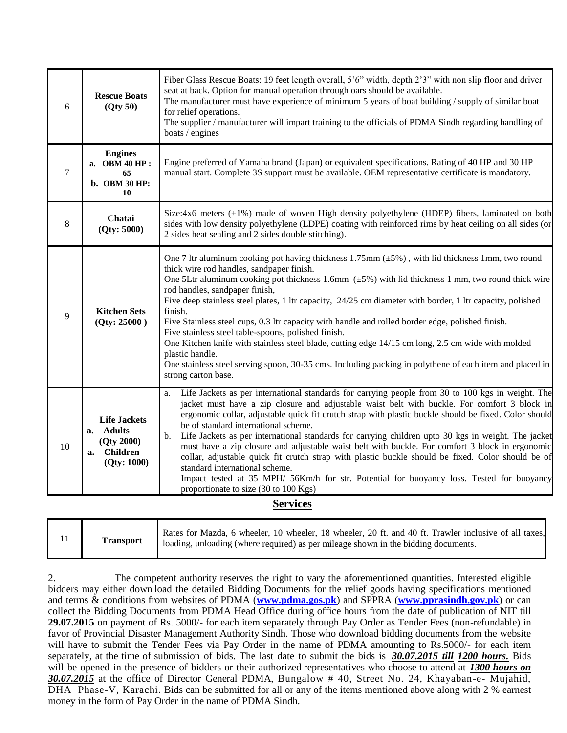| 6 | **Rescue Boats (Qty 50)** | Fiber Glass Rescue Boats: 19 feet length overall, 5'6" width, depth 2'3" with non slip floor and driver seat at back. Option for manual operation through oars should be available.<br>The manufacturer must have experience of minimum 5 years of boat building / supply of similar boat for relief operations.<br>The supplier / manufacturer will impart training to the officials of PDMA Sindh regarding handling of boats / engines |
|---|---|---|
| 7 | **Engines**<br>**a. OBM 40 HP : 65**<br>**b. OBM 30 HP: 10** | Engine preferred of Yamaha brand (Japan) or equivalent specifications. Rating of 40 HP and 30 HP manual start. Complete 3S support must be available. OEM representative certificate is mandatory. |
| 8 | **Chatai (Qty: 5000)** | Size:4x6 meters (±1%) made of woven High density polyethylene (HDEP) fibers, laminated on both sides with low density polyethylene (LDPE) coating with reinforced rims by heat ceiling on all sides (or 2 sides heat sealing and 2 sides double stitching). |
| 9 | **Kitchen Sets (Qty: 25000 )** | One 7 ltr aluminum cooking pot having thickness 1.75mm (±5%) , with lid thickness 1mm, two round thick wire rod handles, sandpaper finish.<br>One 5Ltr aluminum cooking pot thickness 1.6mm (±5%) with lid thickness 1 mm, two round thick wire rod handles, sandpaper finish,<br>Five deep stainless steel plates, 1 ltr capacity, 24/25 cm diameter with border, 1 ltr capacity, polished finish.<br>Five Stainless steel cups, 0.3 ltr capacity with handle and rolled border edge, polished finish.<br>Five stainless steel table-spoons, polished finish.<br>One Kitchen knife with stainless steel blade, cutting edge 14/15 cm long, 2.5 cm wide with molded plastic handle.<br>One stainless steel serving spoon, 30-35 cms. Including packing in polythene of each item and placed in strong carton base. |
| 10 | **Life Jackets**<br>**a. Adults (Qty 2000)**<br>**a. Children (Qty: 1000)** | a. Life Jackets as per international standards for carrying people from 30 to 100 kgs in weight. The jacket must have a zip closure and adjustable waist belt with buckle. For comfort 3 block in ergonomic collar, adjustable quick fit crutch strap with plastic buckle should be fixed. Color should be of standard international scheme.<br>b. Life Jackets as per international standards for carrying children upto 30 kgs in weight. The jacket must have a zip closure and adjustable waist belt with buckle. For comfort 3 block in ergonomic collar, adjustable quick fit crutch strap with plastic buckle should be fixed. Color should be of standard international scheme.<br>Impact tested at 35 MPH/ 56Km/h for str. Potential for buoyancy loss. Tested for buoyancy proportionate to size (30 to 100 Kgs) |

## Services

| 11 | **Transport** | Rates for Mazda, 6 wheeler, 10 wheeler, 18 wheeler, 20 ft. and 40 ft. Trawler inclusive of all taxes, loading, unloading (where required) as per mileage shown in the bidding documents. |
|---|---|---|

2. The competent authority reserves the right to vary the aforementioned quantities. Interested eligible bidders may either down load the detailed Bidding Documents for the relief goods having specifications mentioned and terms & conditions from websites of PDMA (**www.pdma.gos.pk**) and SPPRA (**www.pprasindh.gov.pk**) or can collect the Bidding Documents from PDMA Head Office during office hours from the date of publication of NIT till **29.07.2015** on payment of Rs. 5000/- for each item separately through Pay Order as Tender Fees (non-refundable) in favor of Provincial Disaster Management Authority Sindh. Those who download bidding documents from the website will have to submit the Tender Fees via Pay Order in the name of PDMA amounting to Rs.5000/- for each item separately, at the time of submission of bids. The last date to submit the bids is ***30.07.2015 till 1200 hours.*** Bids will be opened in the presence of bidders or their authorized representatives who choose to attend at ***1300 hours on 30.07.2015*** at the office of Director General PDMA, Bungalow # 40, Street No. 24, Khayaban-e- Mujahid, DHA Phase-V, Karachi. Bids can be submitted for all or any of the items mentioned above along with 2 % earnest money in the form of Pay Order in the name of PDMA Sindh.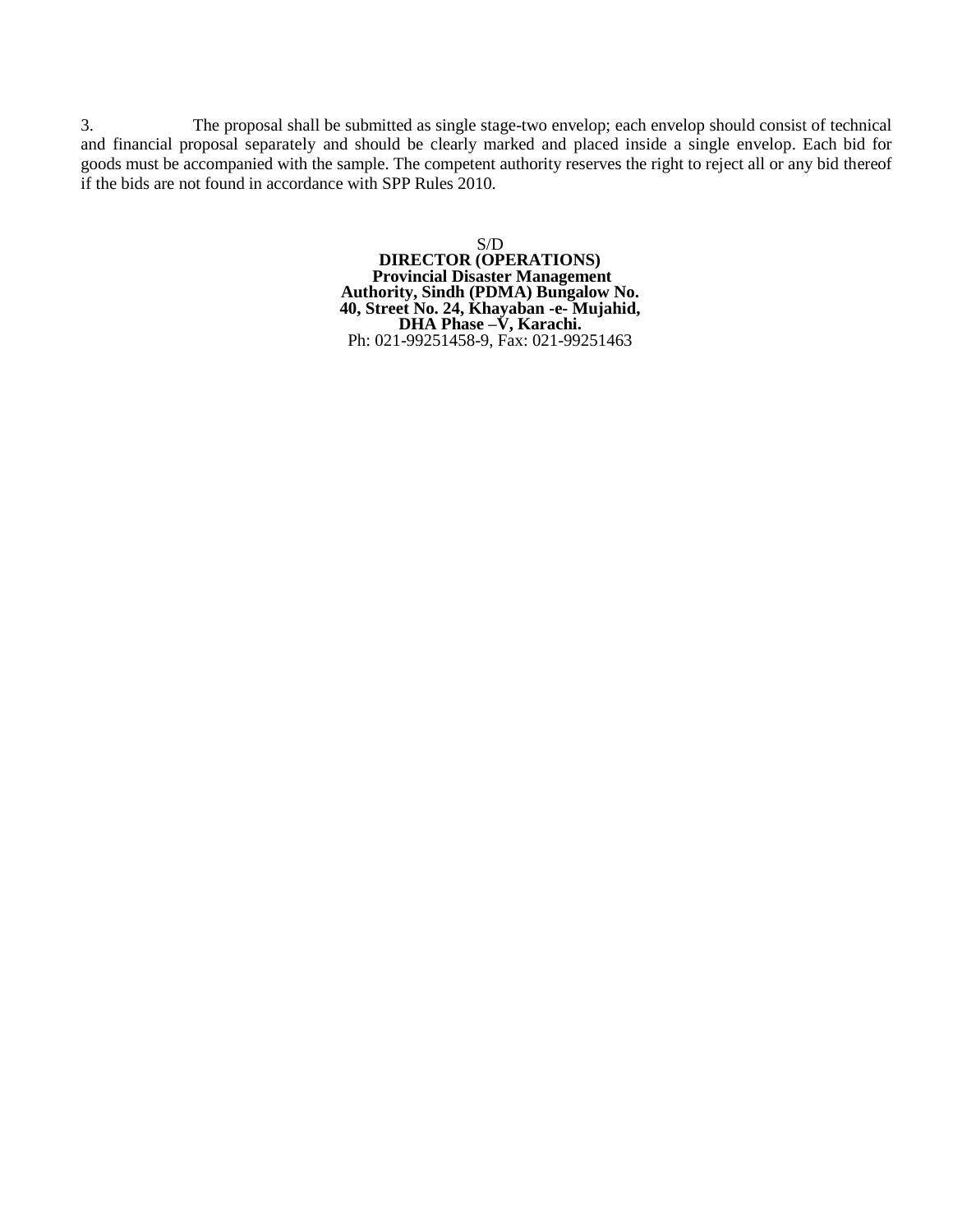3. The proposal shall be submitted as single stage-two envelop; each envelop should consist of technical and financial proposal separately and should be clearly marked and placed inside a single envelop. Each bid for goods must be accompanied with the sample. The competent authority reserves the right to reject all or any bid thereof if the bids are not found in accordance with SPP Rules 2010.

S/D
**DIRECTOR (OPERATIONS)**
**Provincial Disaster Management Authority, Sindh (PDMA) Bungalow No. 40, Street No. 24, Khayaban -e- Mujahid, DHA Phase –V, Karachi.**
Ph: 021-99251458-9, Fax: 021-99251463